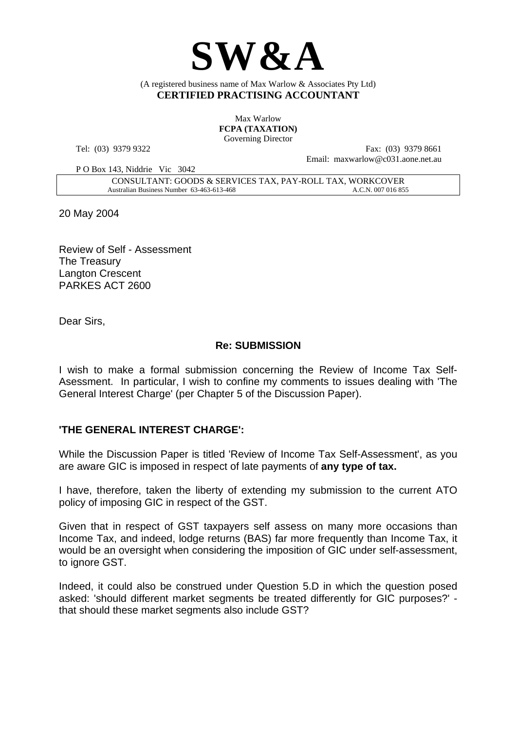# SW&A

(A registered business name of Max Warlow & Associates Pty Ltd)
**CERTIFIED PRACTISING ACCOUNTANT**

Max Warlow
**FCPA (TAXATION)**
Governing Director

Tel: (03) 9379 9322

Fax: (03) 9379 8661
Email: maxwarlow@c031.aone.net.au

P O Box 143, Niddrie Vic 3042

CONSULTANT: GOODS & SERVICES TAX, PAY-ROLL TAX, WORKCOVER
Australian Business Number 63-463-613-468 A.C.N. 007 016 855

20 May 2004

Review of Self - Assessment
The Treasury
Langton Crescent
PARKES ACT 2600

Dear Sirs,

**Re: SUBMISSION**

I wish to make a formal submission concerning the Review of Income Tax Self-Asessment. In particular, I wish to confine my comments to issues dealing with 'The General Interest Charge' (per Chapter 5 of the Discussion Paper).

**'THE GENERAL INTEREST CHARGE':**

While the Discussion Paper is titled 'Review of Income Tax Self-Assessment', as you are aware GIC is imposed in respect of late payments of **any type of tax.**

I have, therefore, taken the liberty of extending my submission to the current ATO policy of imposing GIC in respect of the GST.

Given that in respect of GST taxpayers self assess on many more occasions than Income Tax, and indeed, lodge returns (BAS) far more frequently than Income Tax, it would be an oversight when considering the imposition of GIC under self-assessment, to ignore GST.

Indeed, it could also be construed under Question 5.D in which the question posed asked: 'should different market segments be treated differently for GIC purposes?' - that should these market segments also include GST?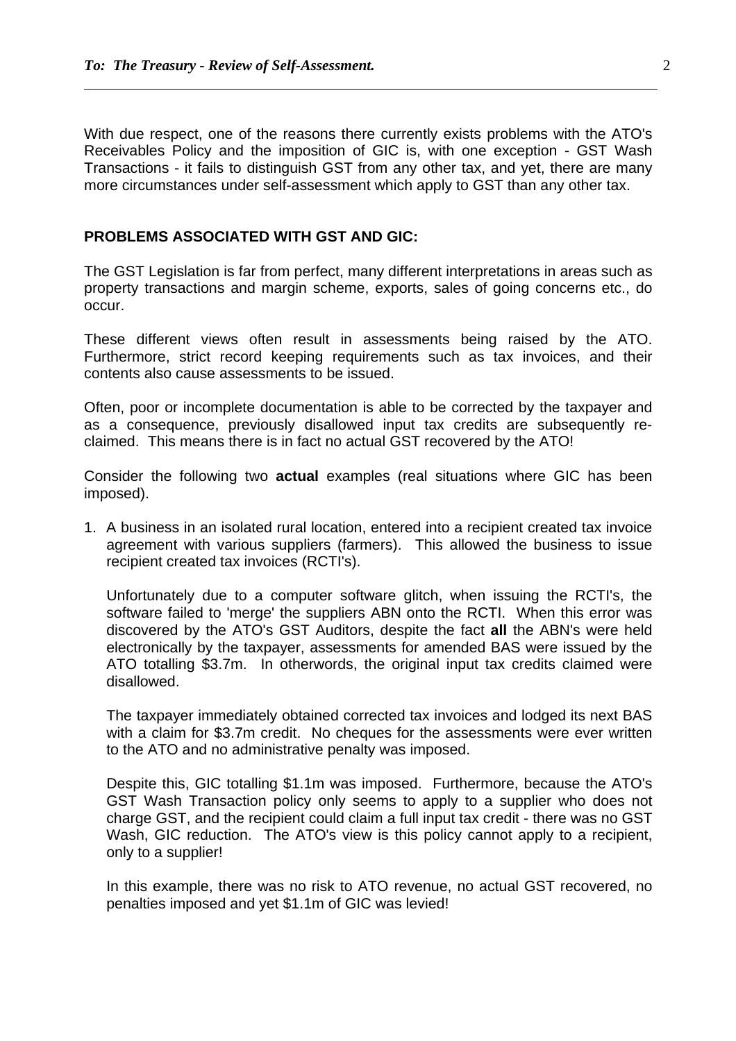With due respect, one of the reasons there currently exists problems with the ATO's Receivables Policy and the imposition of GIC is, with one exception - GST Wash Transactions - it fails to distinguish GST from any other tax, and yet, there are many more circumstances under self-assessment which apply to GST than any other tax.

**PROBLEMS ASSOCIATED WITH GST AND GIC:**

The GST Legislation is far from perfect, many different interpretations in areas such as property transactions and margin scheme, exports, sales of going concerns etc., do occur.

These different views often result in assessments being raised by the ATO. Furthermore, strict record keeping requirements such as tax invoices, and their contents also cause assessments to be issued.

Often, poor or incomplete documentation is able to be corrected by the taxpayer and as a consequence, previously disallowed input tax credits are subsequently re-claimed. This means there is in fact no actual GST recovered by the ATO!

Consider the following two **actual** examples (real situations where GIC has been imposed).

1. A business in an isolated rural location, entered into a recipient created tax invoice agreement with various suppliers (farmers). This allowed the business to issue recipient created tax invoices (RCTI's).

   Unfortunately due to a computer software glitch, when issuing the RCTI's, the software failed to 'merge' the suppliers ABN onto the RCTI. When this error was discovered by the ATO's GST Auditors, despite the fact **all** the ABN's were held electronically by the taxpayer, assessments for amended BAS were issued by the ATO totalling $3.7m. In otherwords, the original input tax credits claimed were disallowed.

   The taxpayer immediately obtained corrected tax invoices and lodged its next BAS with a claim for $3.7m credit. No cheques for the assessments were ever written to the ATO and no administrative penalty was imposed.

   Despite this, GIC totalling $1.1m was imposed. Furthermore, because the ATO's GST Wash Transaction policy only seems to apply to a supplier who does not charge GST, and the recipient could claim a full input tax credit - there was no GST Wash, GIC reduction. The ATO's view is this policy cannot apply to a recipient, only to a supplier!

   In this example, there was no risk to ATO revenue, no actual GST recovered, no penalties imposed and yet $1.1m of GIC was levied!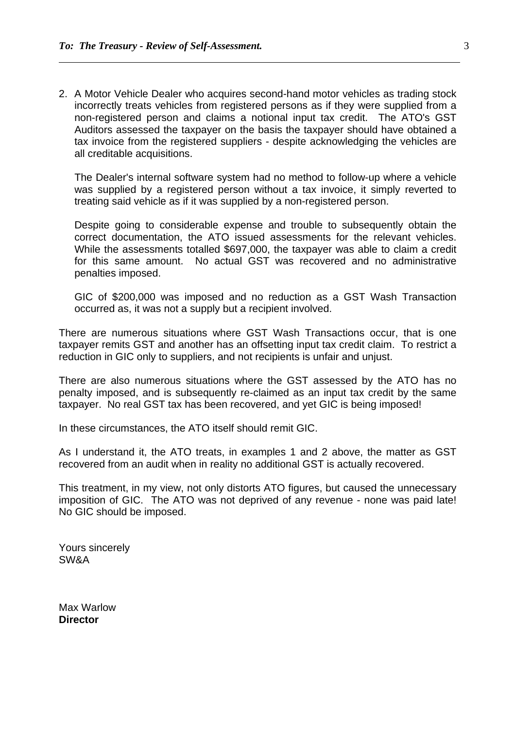2. A Motor Vehicle Dealer who acquires second-hand motor vehicles as trading stock incorrectly treats vehicles from registered persons as if they were supplied from a non-registered person and claims a notional input tax credit. The ATO's GST Auditors assessed the taxpayer on the basis the taxpayer should have obtained a tax invoice from the registered suppliers - despite acknowledging the vehicles are all creditable acquisitions.

   The Dealer's internal software system had no method to follow-up where a vehicle was supplied by a registered person without a tax invoice, it simply reverted to treating said vehicle as if it was supplied by a non-registered person.

   Despite going to considerable expense and trouble to subsequently obtain the correct documentation, the ATO issued assessments for the relevant vehicles. While the assessments totalled $697,000, the taxpayer was able to claim a credit for this same amount. No actual GST was recovered and no administrative penalties imposed.

   GIC of $200,000 was imposed and no reduction as a GST Wash Transaction occurred as, it was not a supply but a recipient involved.

There are numerous situations where GST Wash Transactions occur, that is one taxpayer remits GST and another has an offsetting input tax credit claim. To restrict a reduction in GIC only to suppliers, and not recipients is unfair and unjust.

There are also numerous situations where the GST assessed by the ATO has no penalty imposed, and is subsequently re-claimed as an input tax credit by the same taxpayer. No real GST tax has been recovered, and yet GIC is being imposed!

In these circumstances, the ATO itself should remit GIC.

As I understand it, the ATO treats, in examples 1 and 2 above, the matter as GST recovered from an audit when in reality no additional GST is actually recovered.

This treatment, in my view, not only distorts ATO figures, but caused the unnecessary imposition of GIC. The ATO was not deprived of any revenue - none was paid late! No GIC should be imposed.

Yours sincerely
SW&A

Max Warlow
**Director**